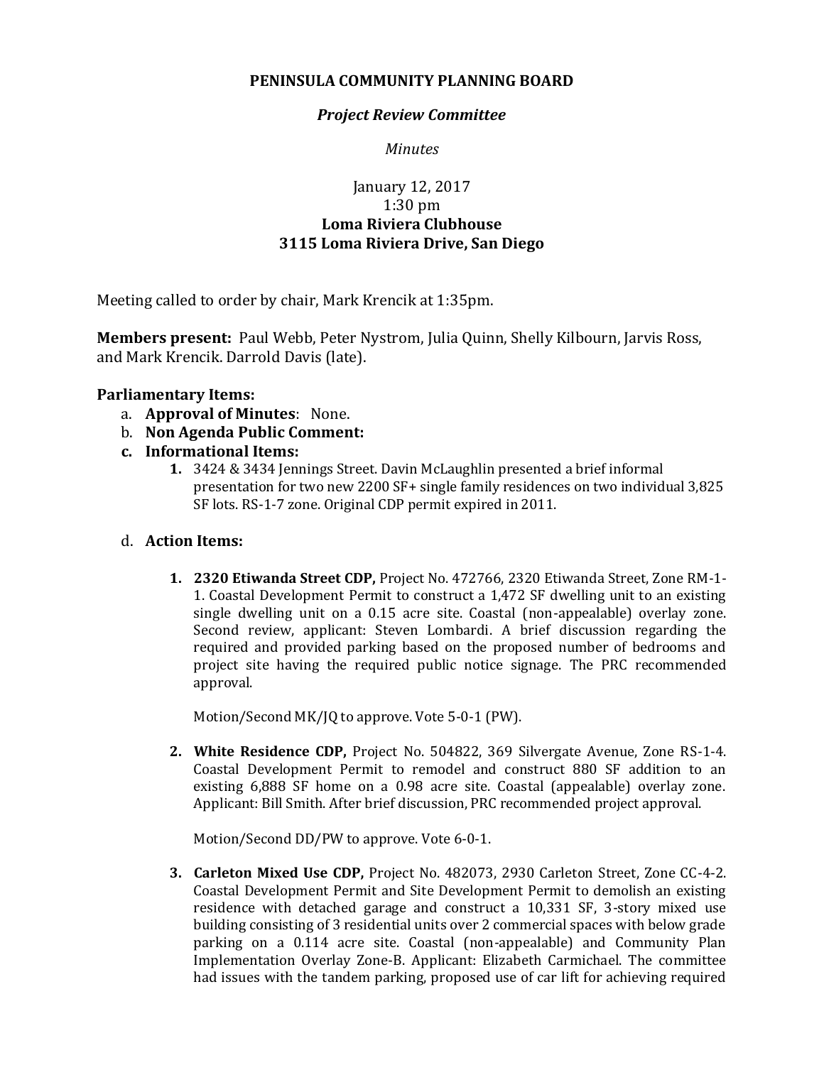**PENINSULA COMMUNITY PLANNING BOARD**

***Project Review Committee***

*Minutes*

January 12, 2017
1:30 pm
**Loma Riviera Clubhouse**
**3115 Loma Riviera Drive, San Diego**

Meeting called to order by chair, Mark Krencik at 1:35pm.

**Members present:** Paul Webb, Peter Nystrom, Julia Quinn, Shelly Kilbourn, Jarvis Ross, and Mark Krencik. Darrold Davis (late).

**Parliamentary Items:**

a. **Approval of Minutes**: None.
b. **Non Agenda Public Comment:**
c. **Informational Items:**
   1. 3424 & 3434 Jennings Street. Davin McLaughlin presented a brief informal presentation for two new 2200 SF+ single family residences on two individual 3,825 SF lots. RS-1-7 zone. Original CDP permit expired in 2011.

d. **Action Items:**

   1. **2320 Etiwanda Street CDP,** Project No. 472766, 2320 Etiwanda Street, Zone RM-1-1. Coastal Development Permit to construct a 1,472 SF dwelling unit to an existing single dwelling unit on a 0.15 acre site. Coastal (non-appealable) overlay zone. Second review, applicant: Steven Lombardi. A brief discussion regarding the required and provided parking based on the proposed number of bedrooms and project site having the required public notice signage. The PRC recommended approval.

      Motion/Second MK/JQ to approve. Vote 5-0-1 (PW).

   2. **White Residence CDP,** Project No. 504822, 369 Silvergate Avenue, Zone RS-1-4. Coastal Development Permit to remodel and construct 880 SF addition to an existing 6,888 SF home on a 0.98 acre site. Coastal (appealable) overlay zone. Applicant: Bill Smith. After brief discussion, PRC recommended project approval.

      Motion/Second DD/PW to approve. Vote 6-0-1.

   3. **Carleton Mixed Use CDP,** Project No. 482073, 2930 Carleton Street, Zone CC-4-2. Coastal Development Permit and Site Development Permit to demolish an existing residence with detached garage and construct a 10,331 SF, 3-story mixed use building consisting of 3 residential units over 2 commercial spaces with below grade parking on a 0.114 acre site. Coastal (non-appealable) and Community Plan Implementation Overlay Zone-B. Applicant: Elizabeth Carmichael. The committee had issues with the tandem parking, proposed use of car lift for achieving required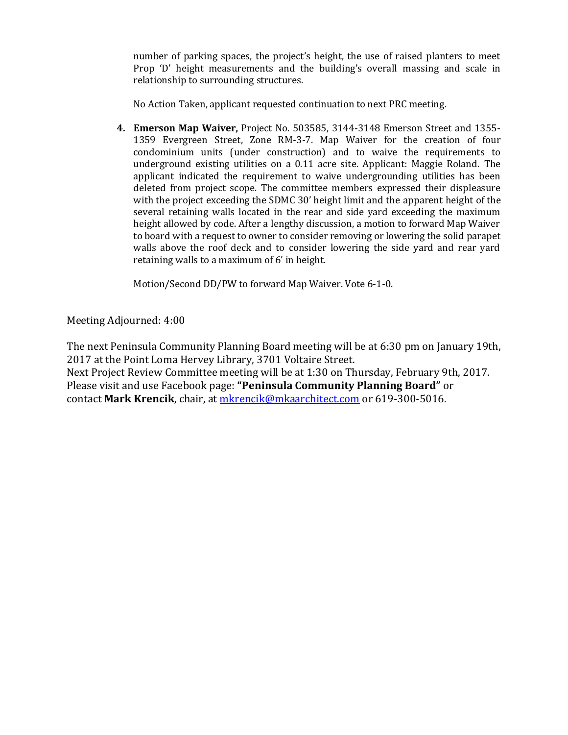number of parking spaces, the project's height, the use of raised planters to meet Prop 'D' height measurements and the building's overall massing and scale in relationship to surrounding structures.

No Action Taken, applicant requested continuation to next PRC meeting.

4. **Emerson Map Waiver,** Project No. 503585, 3144-3148 Emerson Street and 1355-1359 Evergreen Street, Zone RM-3-7. Map Waiver for the creation of four condominium units (under construction) and to waive the requirements to underground existing utilities on a 0.11 acre site. Applicant: Maggie Roland. The applicant indicated the requirement to waive undergrounding utilities has been deleted from project scope. The committee members expressed their displeasure with the project exceeding the SDMC 30' height limit and the apparent height of the several retaining walls located in the rear and side yard exceeding the maximum height allowed by code. After a lengthy discussion, a motion to forward Map Waiver to board with a request to owner to consider removing or lowering the solid parapet walls above the roof deck and to consider lowering the side yard and rear yard retaining walls to a maximum of 6' in height.

   Motion/Second DD/PW to forward Map Waiver. Vote 6-1-0.

Meeting Adjourned: 4:00

The next Peninsula Community Planning Board meeting will be at 6:30 pm on January 19th, 2017 at the Point Loma Hervey Library, 3701 Voltaire Street.
Next Project Review Committee meeting will be at 1:30 on Thursday, February 9th, 2017.
Please visit and use Facebook page: **"Peninsula Community Planning Board"** or contact **Mark Krencik**, chair, at mkrencik@mkaarchitect.com or 619-300-5016.